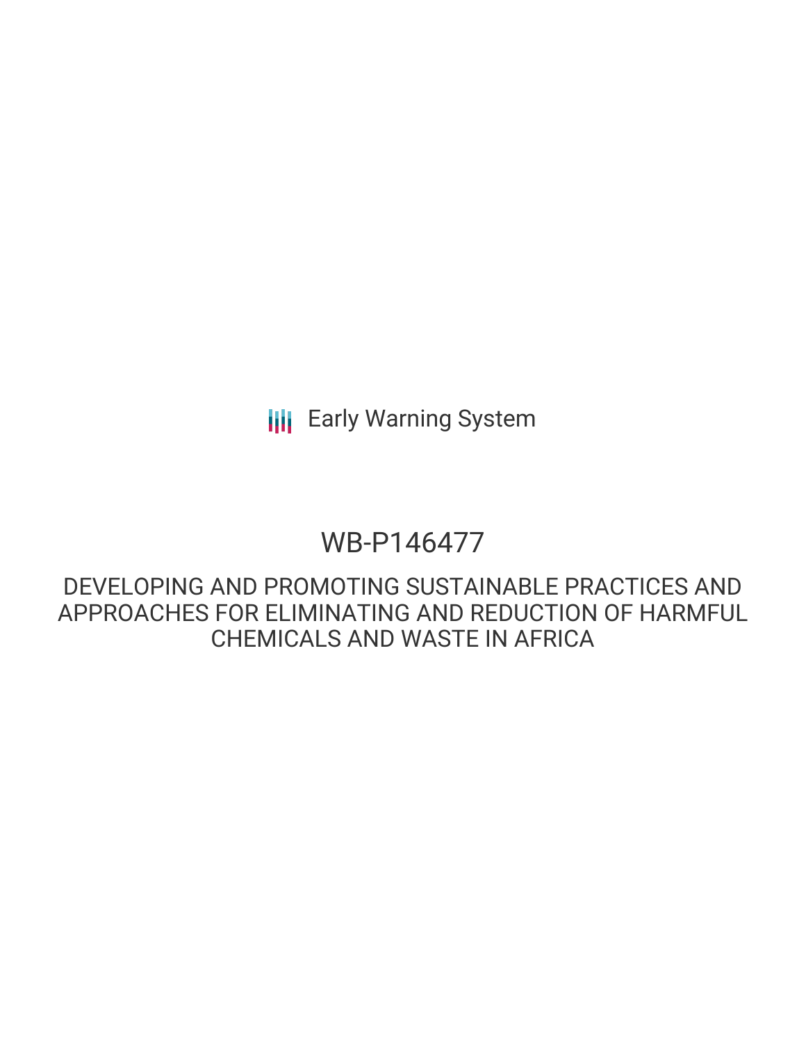Early Warning System

# WB-P146477

## DEVELOPING AND PROMOTING SUSTAINABLE PRACTICES AND APPROACHES FOR ELIMINATING AND REDUCTION OF HARMFUL CHEMICALS AND WASTE IN AFRICA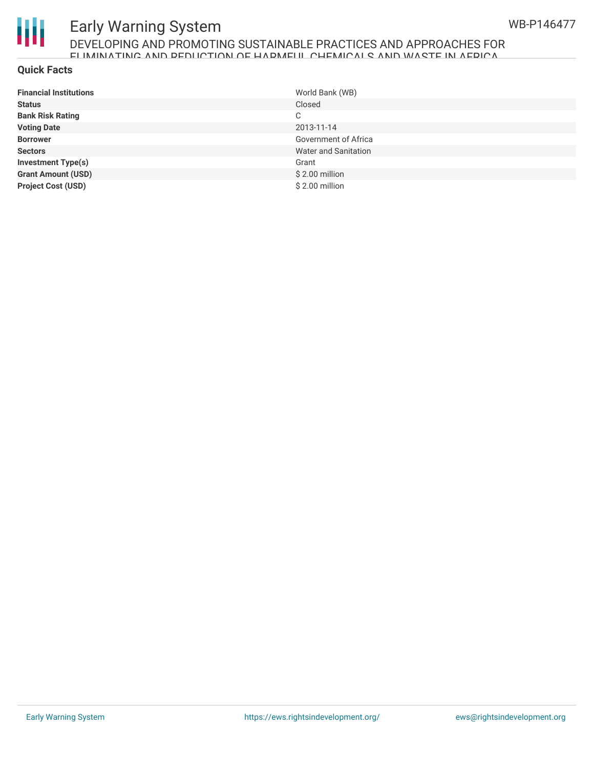## Quick Facts

| | |
|---|---|
| **Financial Institutions** | World Bank (WB) |
| **Status** | Closed |
| **Bank Risk Rating** | C |
| **Voting Date** | 2013-11-14 |
| **Borrower** | Government of Africa |
| **Sectors** | Water and Sanitation |
| **Investment Type(s)** | Grant |
| **Grant Amount (USD)** | $ 2.00 million |
| **Project Cost (USD)** | $ 2.00 million |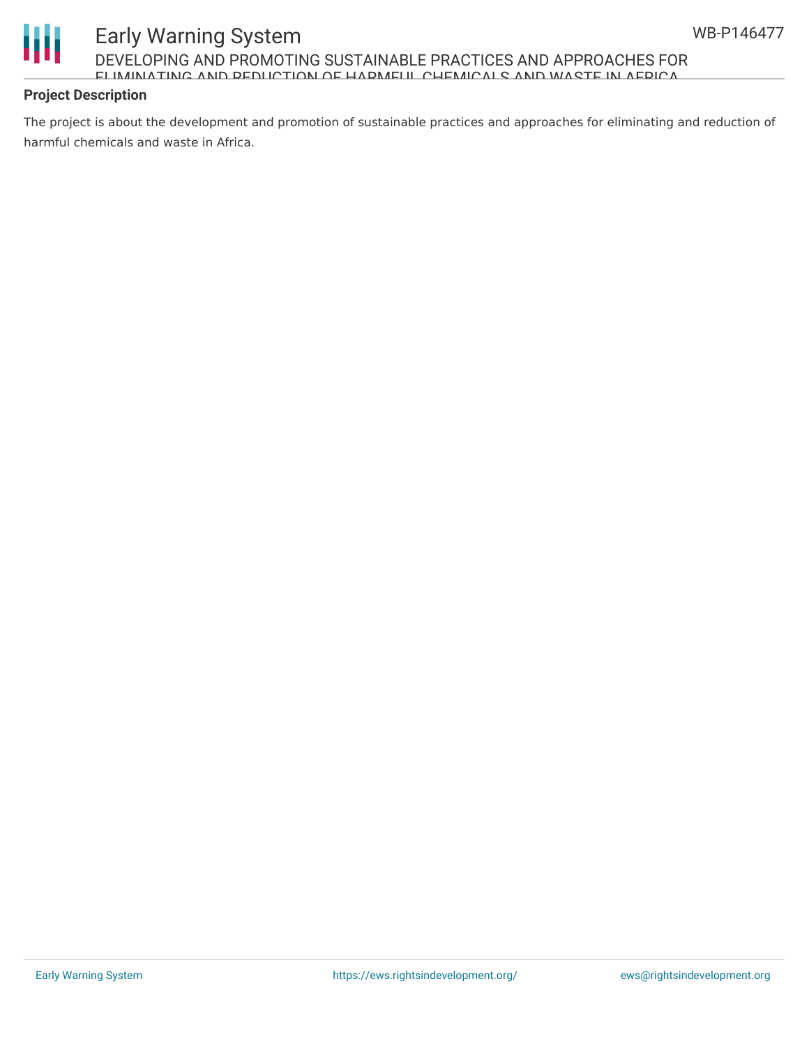## Project Description

The project is about the development and promotion of sustainable practices and approaches for eliminating and reduction of harmful chemicals and waste in Africa.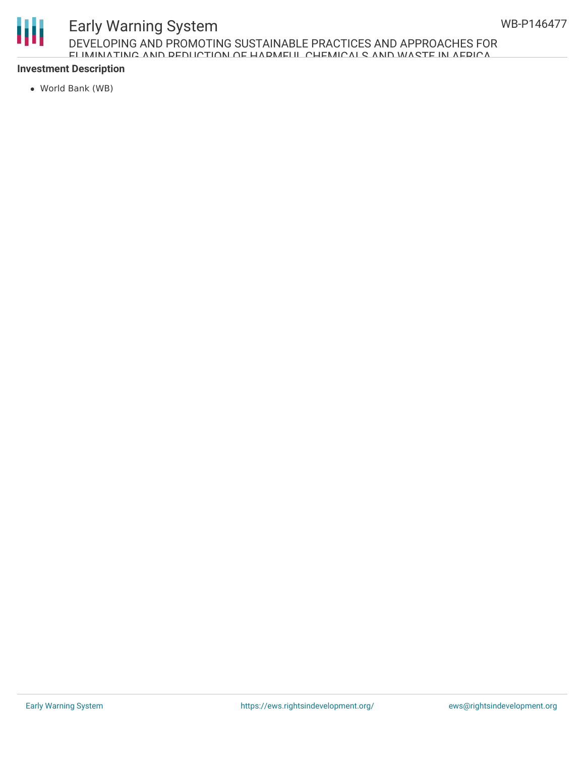**Investment Description**

- World Bank (WB)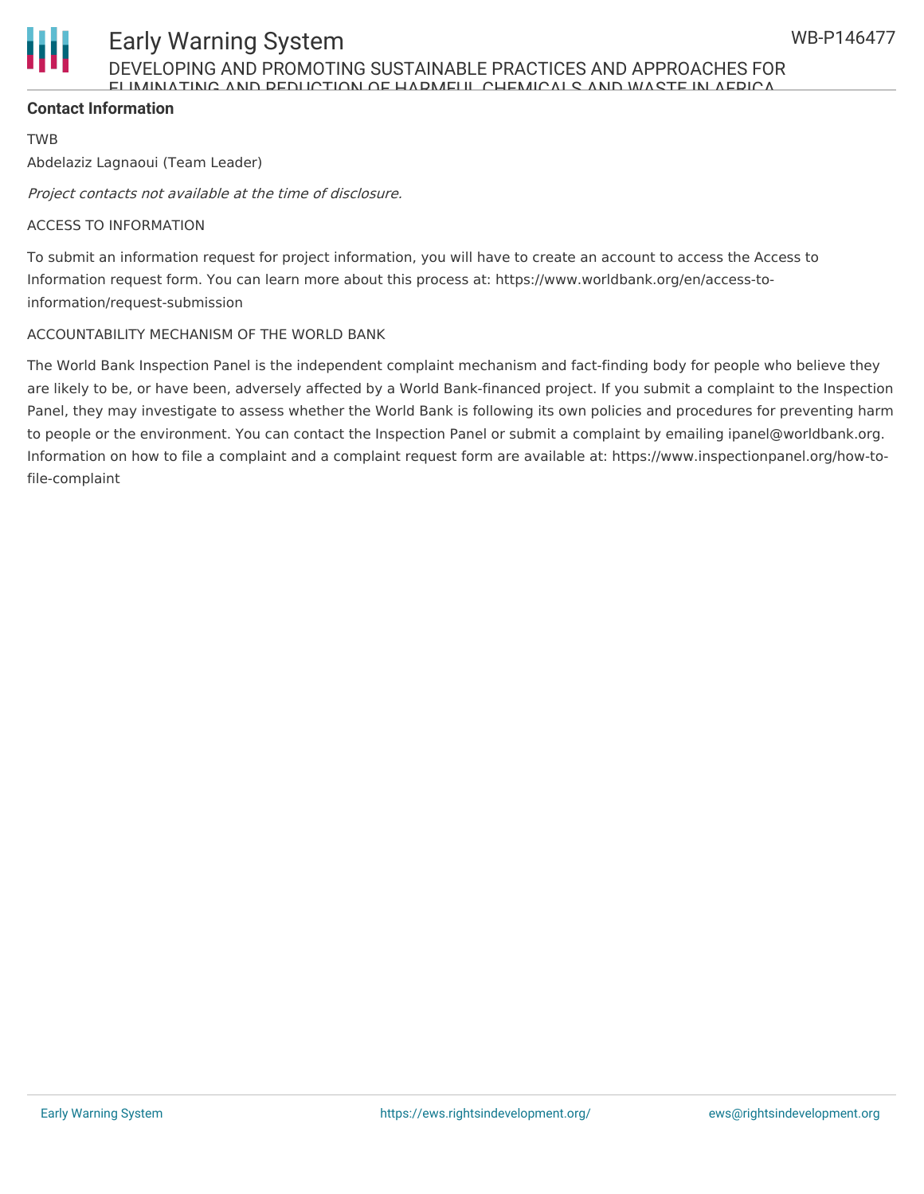**Contact Information**

TWB

Abdelaziz Lagnaoui (Team Leader)

*Project contacts not available at the time of disclosure.*

ACCESS TO INFORMATION

To submit an information request for project information, you will have to create an account to access the Access to Information request form. You can learn more about this process at: https://www.worldbank.org/en/access-to-information/request-submission

ACCOUNTABILITY MECHANISM OF THE WORLD BANK

The World Bank Inspection Panel is the independent complaint mechanism and fact-finding body for people who believe they are likely to be, or have been, adversely affected by a World Bank-financed project. If you submit a complaint to the Inspection Panel, they may investigate to assess whether the World Bank is following its own policies and procedures for preventing harm to people or the environment. You can contact the Inspection Panel or submit a complaint by emailing ipanel@worldbank.org. Information on how to file a complaint and a complaint request form are available at: https://www.inspectionpanel.org/how-to-file-complaint